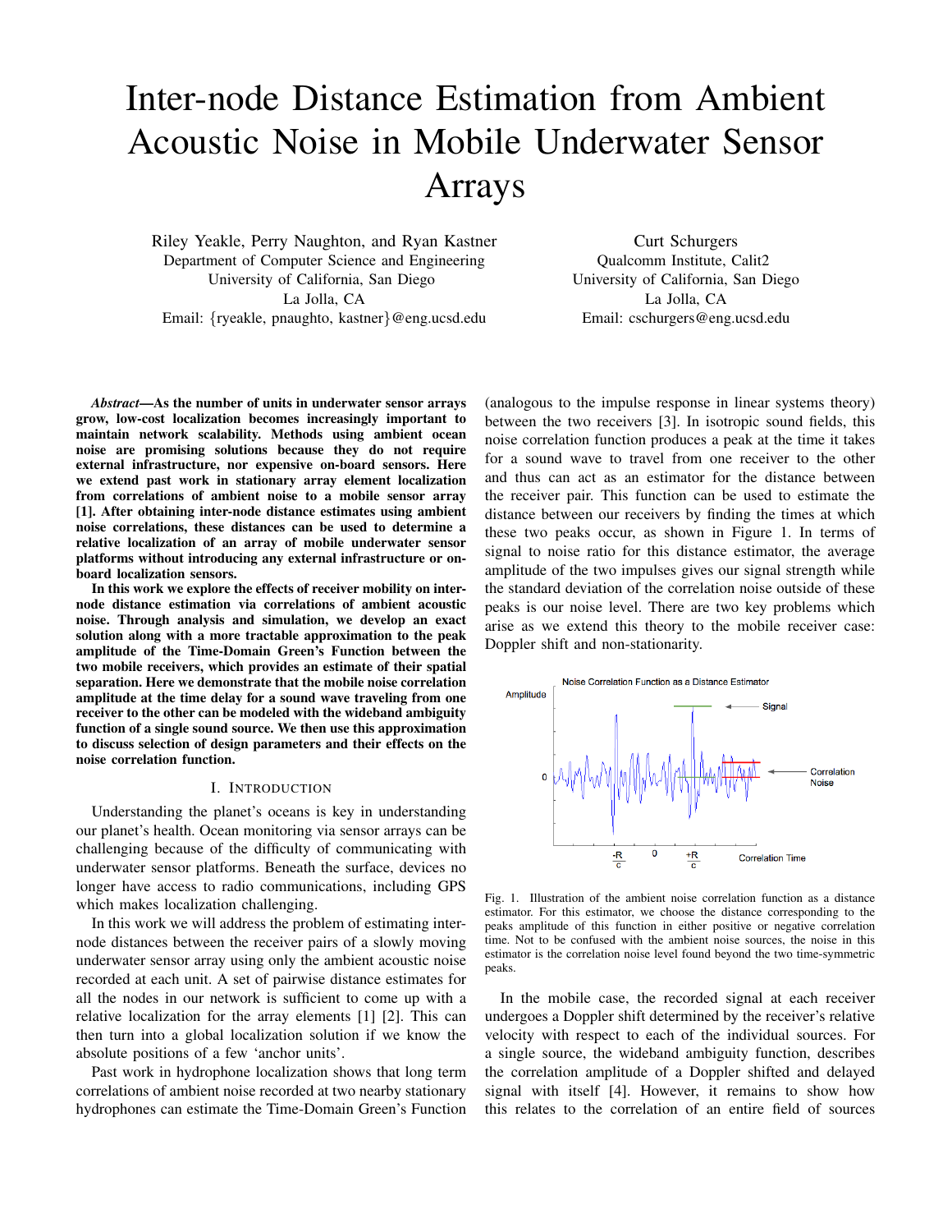# Inter-node Distance Estimation from Ambient Acoustic Noise in Mobile Underwater Sensor Arrays

Riley Yeakle, Perry Naughton, and Ryan Kastner
Department of Computer Science and Engineering
University of California, San Diego
La Jolla, CA
Email: {ryeakle, pnaughto, kastner}@eng.ucsd.edu

Curt Schurgers
Qualcomm Institute, Calit2
University of California, San Diego
La Jolla, CA
Email: cschurgers@eng.ucsd.edu

***Abstract*—As the number of units in underwater sensor arrays grow, low-cost localization becomes increasingly important to maintain network scalability. Methods using ambient ocean noise are promising solutions because they do not require external infrastructure, nor expensive on-board sensors. Here we extend past work in stationary array element localization from correlations of ambient noise to a mobile sensor array [1]. After obtaining inter-node distance estimates using ambient noise correlations, these distances can be used to determine a relative localization of an array of mobile underwater sensor platforms without introducing any external infrastructure or on-board localization sensors.**

**In this work we explore the effects of receiver mobility on inter-node distance estimation via correlations of ambient acoustic noise. Through analysis and simulation, we develop an exact solution along with a more tractable approximation to the peak amplitude of the Time-Domain Green's Function between the two mobile receivers, which provides an estimate of their spatial separation. Here we demonstrate that the mobile noise correlation amplitude at the time delay for a sound wave traveling from one receiver to the other can be modeled with the wideband ambiguity function of a single sound source. We then use this approximation to discuss selection of design parameters and their effects on the noise correlation function.**

## I. Introduction

Understanding the planet's oceans is key in understanding our planet's health. Ocean monitoring via sensor arrays can be challenging because of the difficulty of communicating with underwater sensor platforms. Beneath the surface, devices no longer have access to radio communications, including GPS which makes localization challenging.

In this work we will address the problem of estimating inter-node distances between the receiver pairs of a slowly moving underwater sensor array using only the ambient acoustic noise recorded at each unit. A set of pairwise distance estimates for all the nodes in our network is sufficient to come up with a relative localization for the array elements [1] [2]. This can then turn into a global localization solution if we know the absolute positions of a few 'anchor units'.

Past work in hydrophone localization shows that long term correlations of ambient noise recorded at two nearby stationary hydrophones can estimate the Time-Domain Green's Function (analogous to the impulse response in linear systems theory) between the two receivers [3]. In isotropic sound fields, this noise correlation function produces a peak at the time it takes for a sound wave to travel from one receiver to the other and thus can act as an estimator for the distance between the receiver pair. This function can be used to estimate the distance between our receivers by finding the times at which these two peaks occur, as shown in Figure 1. In terms of signal to noise ratio for this distance estimator, the average amplitude of the two impulses gives our signal strength while the standard deviation of the correlation noise outside of these peaks is our noise level. There are two key problems which arise as we extend this theory to the mobile receiver case: Doppler shift and non-stationarity.

Noise Correlation Function as a Distance Estimator

Amplitude

Signal

0

Correlation Noise

$\frac{-R}{c}$ 0 $\frac{+R}{c}$ Correlation Time

Fig. 1. Illustration of the ambient noise correlation function as a distance estimator. For this estimator, we choose the distance corresponding to the peaks amplitude of this function in either positive or negative correlation time. Not to be confused with the ambient noise sources, the noise in this estimator is the correlation noise level found beyond the two time-symmetric peaks.

In the mobile case, the recorded signal at each receiver undergoes a Doppler shift determined by the receiver's relative velocity with respect to each of the individual sources. For a single source, the wideband ambiguity function, describes the correlation amplitude of a Doppler shifted and delayed signal with itself [4]. However, it remains to show how this relates to the correlation of an entire field of sources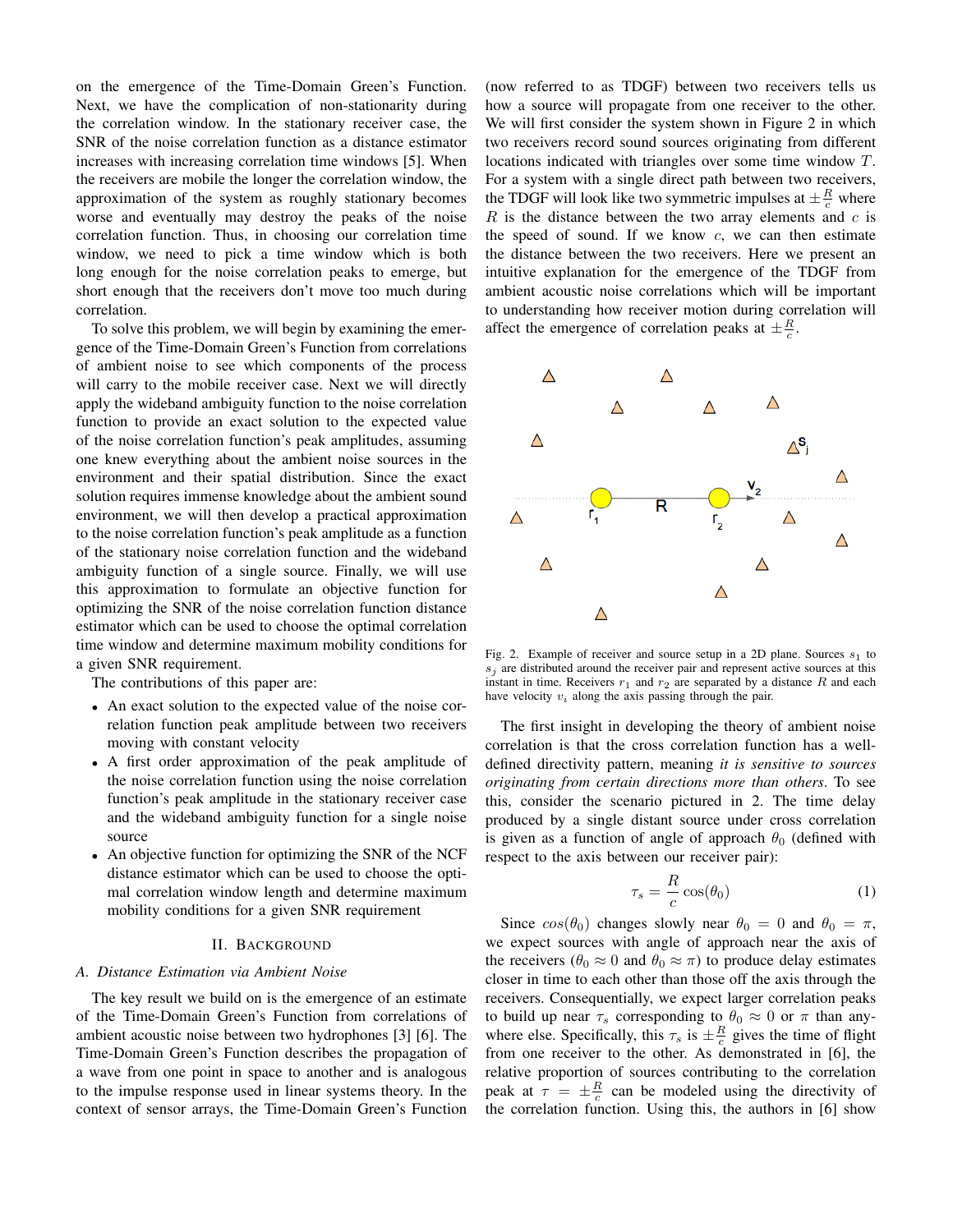on the emergence of the Time-Domain Green's Function. Next, we have the complication of non-stationarity during the correlation window. In the stationary receiver case, the SNR of the noise correlation function as a distance estimator increases with increasing correlation time windows [5]. When the receivers are mobile the longer the correlation window, the approximation of the system as roughly stationary becomes worse and eventually may destroy the peaks of the noise correlation function. Thus, in choosing our correlation time window, we need to pick a time window which is both long enough for the noise correlation peaks to emerge, but short enough that the receivers don't move too much during correlation.

To solve this problem, we will begin by examining the emergence of the Time-Domain Green's Function from correlations of ambient noise to see which components of the process will carry to the mobile receiver case. Next we will directly apply the wideband ambiguity function to the noise correlation function to provide an exact solution to the expected value of the noise correlation function's peak amplitudes, assuming one knew everything about the ambient noise sources in the environment and their spatial distribution. Since the exact solution requires immense knowledge about the ambient sound environment, we will then develop a practical approximation to the noise correlation function's peak amplitude as a function of the stationary noise correlation function and the wideband ambiguity function of a single source. Finally, we will use this approximation to formulate an objective function for optimizing the SNR of the noise correlation function distance estimator which can be used to choose the optimal correlation time window and determine maximum mobility conditions for a given SNR requirement.

The contributions of this paper are:

- An exact solution to the expected value of the noise correlation function peak amplitude between two receivers moving with constant velocity
- A first order approximation of the peak amplitude of the noise correlation function using the noise correlation function's peak amplitude in the stationary receiver case and the wideband ambiguity function for a single noise source
- An objective function for optimizing the SNR of the NCF distance estimator which can be used to choose the optimal correlation window length and determine maximum mobility conditions for a given SNR requirement

## II. Background

### A. Distance Estimation via Ambient Noise

The key result we build on is the emergence of an estimate of the Time-Domain Green's Function from correlations of ambient acoustic noise between two hydrophones [3] [6]. The Time-Domain Green's Function describes the propagation of a wave from one point in space to another and is analogous to the impulse response used in linear systems theory. In the context of sensor arrays, the Time-Domain Green's Function (now referred to as TDGF) between two receivers tells us how a source will propagate from one receiver to the other. We will first consider the system shown in Figure 2 in which two receivers record sound sources originating from different locations indicated with triangles over some time window $T$. For a system with a single direct path between two receivers, the TDGF will look like two symmetric impulses at $\pm\frac{R}{c}$ where $R$ is the distance between the two array elements and $c$ is the speed of sound. If we know $c$, we can then estimate the distance between the two receivers. Here we present an intuitive explanation for the emergence of the TDGF from ambient acoustic noise correlations which will be important to understanding how receiver motion during correlation will affect the emergence of correlation peaks at $\pm\frac{R}{c}$.

Fig. 2. Example of receiver and source setup in a 2D plane. Sources $s_1$ to $s_j$ are distributed around the receiver pair and represent active sources at this instant in time. Receivers $r_1$ and $r_2$ are separated by a distance $R$ and each have velocity $v_i$ along the axis passing through the pair.

The first insight in developing the theory of ambient noise correlation is that the cross correlation function has a well-defined directivity pattern, meaning *it is sensitive to sources originating from certain directions more than others*. To see this, consider the scenario pictured in 2. The time delay produced by a single distant source under cross correlation is given as a function of angle of approach $\theta_0$ (defined with respect to the axis between our receiver pair):

$$\tau_s = \frac{R}{c}\cos(\theta_0) \tag{1}$$

Since $cos(\theta_0)$ changes slowly near $\theta_0 = 0$ and $\theta_0 = \pi$, we expect sources with angle of approach near the axis of the receivers ($\theta_0 \approx 0$ and $\theta_0 \approx \pi$) to produce delay estimates closer in time to each other than those off the axis through the receivers. Consequentially, we expect larger correlation peaks to build up near $\tau_s$ corresponding to $\theta_0 \approx 0$ or $\pi$ than anywhere else. Specifically, this $\tau_s$ is $\pm\frac{R}{c}$ gives the time of flight from one receiver to the other. As demonstrated in [6], the relative proportion of sources contributing to the correlation peak at $\tau = \pm\frac{R}{c}$ can be modeled using the directivity of the correlation function. Using this, the authors in [6] show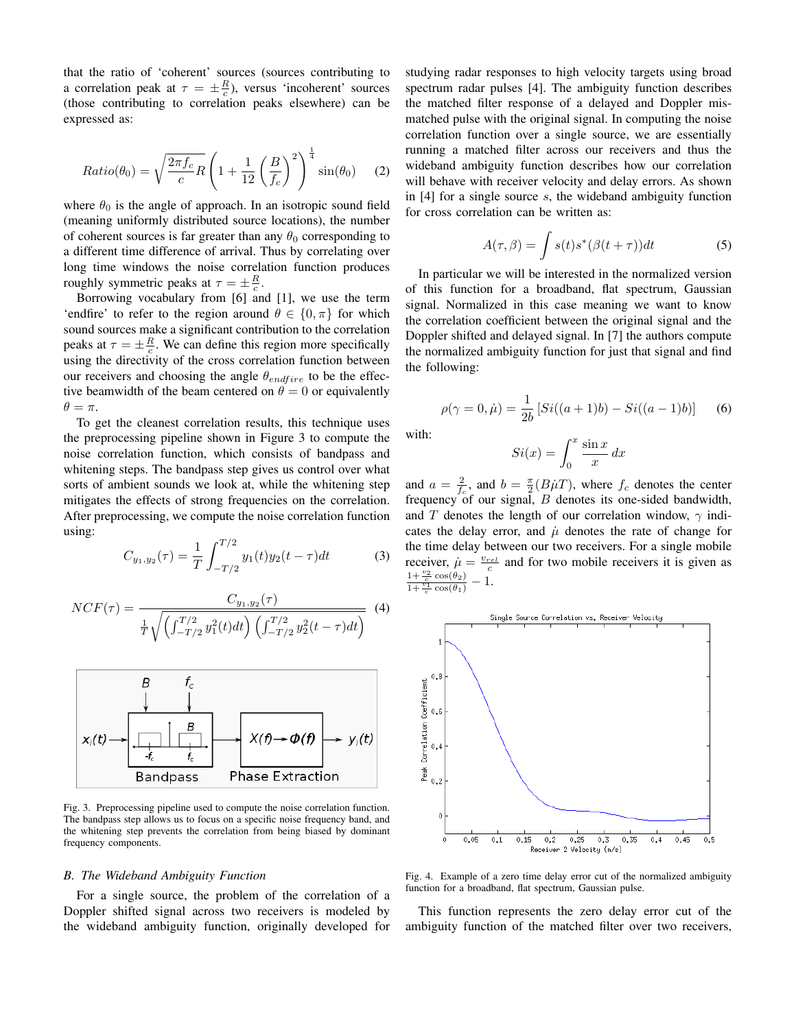that the ratio of 'coherent' sources (sources contributing to a correlation peak at $\tau = \pm\frac{R}{c}$), versus 'incoherent' sources (those contributing to correlation peaks elsewhere) can be expressed as:

$$Ratio(\theta_0) = \sqrt{\frac{2\pi f_c}{c}R}\left(1 + \frac{1}{12}\left(\frac{B}{f_c}\right)^2\right)^{\frac{1}{4}}\sin(\theta_0) \quad (2)$$

where $\theta_0$ is the angle of approach. In an isotropic sound field (meaning uniformly distributed source locations), the number of coherent sources is far greater than any $\theta_0$ corresponding to a different time difference of arrival. Thus by correlating over long time windows the noise correlation function produces roughly symmetric peaks at $\tau = \pm\frac{R}{c}$.

Borrowing vocabulary from [6] and [1], we use the term 'endfire' to refer to the region around $\theta \in \{0, \pi\}$ for which sound sources make a significant contribution to the correlation peaks at $\tau = \pm\frac{R}{c}$. We can define this region more specifically using the directivity of the cross correlation function between our receivers and choosing the angle $\theta_{endfire}$ to be the effective beamwidth of the beam centered on $\theta = 0$ or equivalently $\theta = \pi$.

To get the cleanest correlation results, this technique uses the preprocessing pipeline shown in Figure 3 to compute the noise correlation function, which consists of bandpass and whitening steps. The bandpass step gives us control over what sorts of ambient sounds we look at, while the whitening step mitigates the effects of strong frequencies on the correlation. After preprocessing, we compute the noise correlation function using:

$$C_{y_1,y_2}(\tau) = \frac{1}{T}\int_{-T/2}^{T/2} y_1(t)y_2(t-\tau)dt \quad (3)$$

$$NCF(\tau) = \frac{C_{y_1,y_2}(\tau)}{\frac{1}{T}\sqrt{\left(\int_{-T/2}^{T/2} y_1^2(t)dt\right)\left(\int_{-T/2}^{T/2} y_2^2(t-\tau)dt\right)}} \quad (4)$$

Fig. 3. Preprocessing pipeline used to compute the noise correlation function. The bandpass step allows us to focus on a specific noise frequency band, and the whitening step prevents the correlation from being biased by dominant frequency components.

### B. The Wideband Ambiguity Function

For a single source, the problem of the correlation of a Doppler shifted signal across two receivers is modeled by the wideband ambiguity function, originally developed for studying radar responses to high velocity targets using broad spectrum radar pulses [4]. The ambiguity function describes the matched filter response of a delayed and Doppler mismatched pulse with the original signal. In computing the noise correlation function over a single source, we are essentially running a matched filter across our receivers and thus the wideband ambiguity function describes how our correlation will behave with receiver velocity and delay errors. As shown in [4] for a single source $s$, the wideband ambiguity function for cross correlation can be written as:

$$A(\tau, \beta) = \int s(t)s^*(\beta(t+\tau))dt \quad (5)$$

In particular we will be interested in the normalized version of this function for a broadband, flat spectrum, Gaussian signal. Normalized in this case meaning we want to know the correlation coefficient between the original signal and the Doppler shifted and delayed signal. In [7] the authors compute the normalized ambiguity function for just that signal and find the following:

$$\rho(\gamma = 0, \dot{\mu}) = \frac{1}{2b}\left[Si((a+1)b) - Si((a-1)b)\right] \quad (6)$$

with:

$$Si(x) = \int_0^x \frac{\sin x}{x}\,dx$$

and $a = \frac{2}{f_c}$, and $b = \frac{\pi}{2}(B\dot{\mu}T)$, where $f_c$ denotes the center frequency of our signal, $B$ denotes its one-sided bandwidth, and $T$ denotes the length of our correlation window, $\gamma$ indicates the delay error, and $\dot{\mu}$ denotes the rate of change for the time delay between our two receivers. For a single mobile receiver, $\dot{\mu} = \frac{v_{rel}}{c}$ and for two mobile receivers it is given as $\frac{1+\frac{v_2}{c}\cos(\theta_2)}{1+\frac{v_1}{c}\cos(\theta_1)} - 1$.

Fig. 4. Example of a zero time delay error cut of the normalized ambiguity function for a broadband, flat spectrum, Gaussian pulse.

This function represents the zero delay error cut of the ambiguity function of the matched filter over two receivers,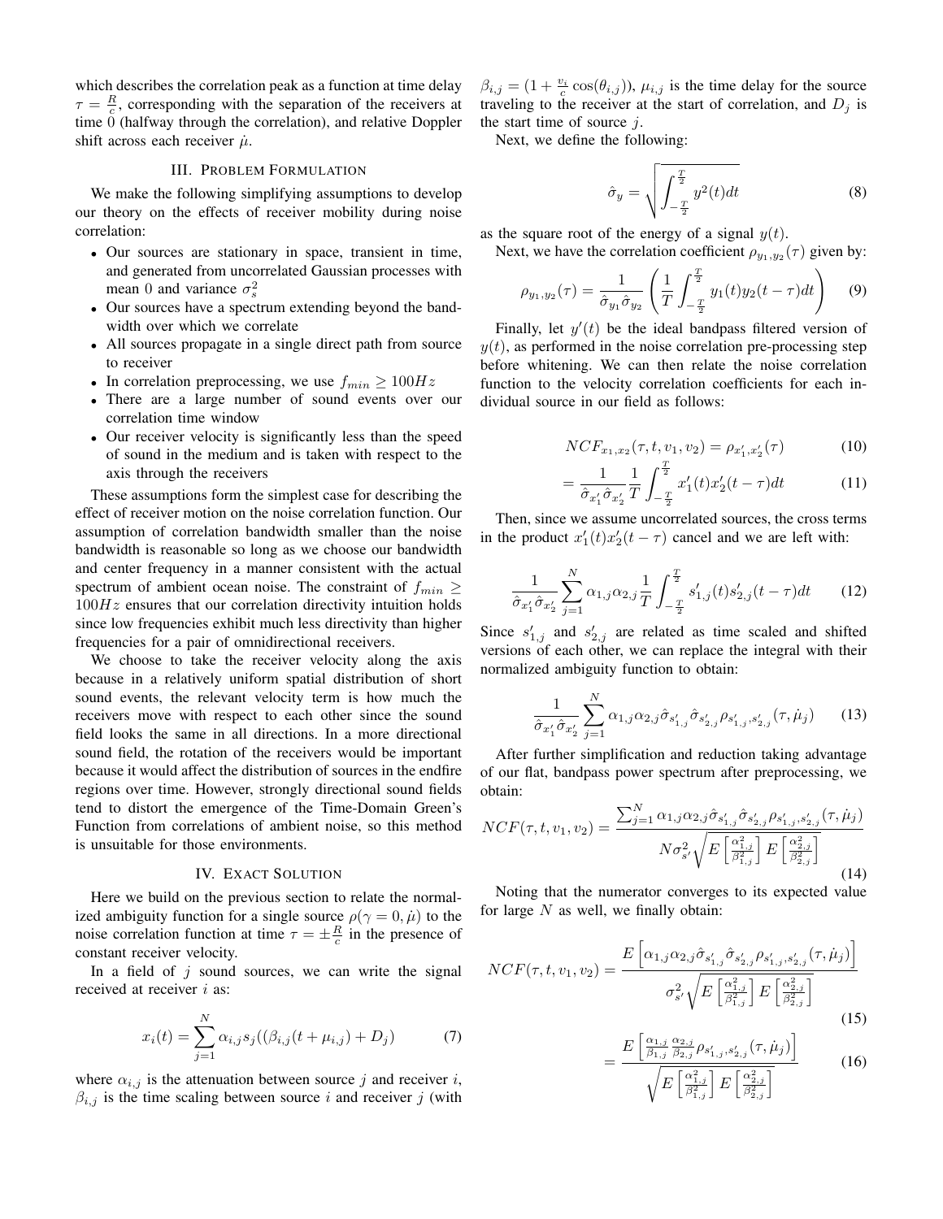which describes the correlation peak as a function at time delay $\tau = \frac{R}{c}$, corresponding with the separation of the receivers at time 0 (halfway through the correlation), and relative Doppler shift across each receiver $\dot{\mu}$.

## III. Problem Formulation

We make the following simplifying assumptions to develop our theory on the effects of receiver mobility during noise correlation:

- Our sources are stationary in space, transient in time, and generated from uncorrelated Gaussian processes with mean 0 and variance $\sigma_s^2$
- Our sources have a spectrum extending beyond the bandwidth over which we correlate
- All sources propagate in a single direct path from source to receiver
- In correlation preprocessing, we use $f_{min} \geq 100Hz$
- There are a large number of sound events over our correlation time window
- Our receiver velocity is significantly less than the speed of sound in the medium and is taken with respect to the axis through the receivers

These assumptions form the simplest case for describing the effect of receiver motion on the noise correlation function. Our assumption of correlation bandwidth smaller than the noise bandwidth is reasonable so long as we choose our bandwidth and center frequency in a manner consistent with the actual spectrum of ambient ocean noise. The constraint of $f_{min} \geq 100Hz$ ensures that our correlation directivity intuition holds since low frequencies exhibit much less directivity than higher frequencies for a pair of omnidirectional receivers.

We choose to take the receiver velocity along the axis because in a relatively uniform spatial distribution of short sound events, the relevant velocity term is how much the receivers move with respect to each other since the sound field looks the same in all directions. In a more directional sound field, the rotation of the receivers would be important because it would affect the distribution of sources in the endfire regions over time. However, strongly directional sound fields tend to distort the emergence of the Time-Domain Green's Function from correlations of ambient noise, so this method is unsuitable for those environments.

## IV. Exact Solution

Here we build on the previous section to relate the normalized ambiguity function for a single source $\rho(\gamma = 0, \dot{\mu})$ to the noise correlation function at time $\tau = \pm\frac{R}{c}$ in the presence of constant receiver velocity.

In a field of $j$ sound sources, we can write the signal received at receiver $i$ as:

$$x_i(t) = \sum_{j=1}^{N} \alpha_{i,j} s_j((\beta_{i,j}(t + \mu_{i,j}) + D_j) \tag{7}$$

where $\alpha_{i,j}$ is the attenuation between source $j$ and receiver $i$, $\beta_{i,j}$ is the time scaling between source $i$ and receiver $j$ (with $\beta_{i,j} = (1 + \frac{v_i}{c}\cos(\theta_{i,j}))$, $\mu_{i,j}$ is the time delay for the source traveling to the receiver at the start of correlation, and $D_j$ is the start time of source $j$.

Next, we define the following:

$$\hat{\sigma}_y = \sqrt{\int_{-\frac{T}{2}}^{\frac{T}{2}} y^2(t)dt} \tag{8}$$

as the square root of the energy of a signal $y(t)$.

Next, we have the correlation coefficient $\rho_{y_1,y_2}(\tau)$ given by:

$$\rho_{y_1,y_2}(\tau) = \frac{1}{\hat{\sigma}_{y_1}\hat{\sigma}_{y_2}}\left(\frac{1}{T}\int_{-\frac{T}{2}}^{\frac{T}{2}} y_1(t)y_2(t-\tau)dt\right) \tag{9}$$

Finally, let $y'(t)$ be the ideal bandpass filtered version of $y(t)$, as performed in the noise correlation pre-processing step before whitening. We can then relate the noise correlation function to the velocity correlation coefficients for each individual source in our field as follows:

$$NCF_{x_1,x_2}(\tau, t, v_1, v_2) = \rho_{x_1',x_2'}(\tau) \tag{10}$$

$$= \frac{1}{\hat{\sigma}_{x_1'}\hat{\sigma}_{x_2'}}\frac{1}{T}\int_{-\frac{T}{2}}^{\frac{T}{2}} x_1'(t)x_2'(t-\tau)dt \tag{11}$$

Then, since we assume uncorrelated sources, the cross terms in the product $x_1'(t)x_2'(t-\tau)$ cancel and we are left with:

$$\frac{1}{\hat{\sigma}_{x_1'}\hat{\sigma}_{x_2'}}\sum_{j=1}^{N}\alpha_{1,j}\alpha_{2,j}\frac{1}{T}\int_{-\frac{T}{2}}^{\frac{T}{2}} s_{1,j}'(t)s_{2,j}'(t-\tau)dt \tag{12}$$

Since $s_{1,j}'$ and $s_{2,j}'$ are related as time scaled and shifted versions of each other, we can replace the integral with their normalized ambiguity function to obtain:

$$\frac{1}{\hat{\sigma}_{x_1'}\hat{\sigma}_{x_2'}}\sum_{j=1}^{N}\alpha_{1,j}\alpha_{2,j}\hat{\sigma}_{s_{1,j}'}\hat{\sigma}_{s_{2,j}'}\rho_{s_{1,j}',s_{2,j}'}(\tau, \dot{\mu}_j) \tag{13}$$

After further simplification and reduction taking advantage of our flat, bandpass power spectrum after preprocessing, we obtain:

$$NCF(\tau, t, v_1, v_2) = \frac{\sum_{j=1}^{N}\alpha_{1,j}\alpha_{2,j}\hat{\sigma}_{s_{1,j}'}\hat{\sigma}_{s_{2,j}'}\rho_{s_{1,j}',s_{2,j}'}(\tau, \dot{\mu}_j)}{N\sigma_{s'}^2\sqrt{E\left[\frac{\alpha_{1,j}^2}{\beta_{1,j}^2}\right]E\left[\frac{\alpha_{2,j}^2}{\beta_{2,j}^2}\right]}} \tag{14}$$

Noting that the numerator converges to its expected value for large $N$ as well, we finally obtain:

$$NCF(\tau, t, v_1, v_2) = \frac{E\left[\alpha_{1,j}\alpha_{2,j}\hat{\sigma}_{s_{1,j}'}\hat{\sigma}_{s_{2,j}'}\rho_{s_{1,j}',s_{2,j}'}(\tau, \dot{\mu}_j)\right]}{\sigma_{s'}^2\sqrt{E\left[\frac{\alpha_{1,j}^2}{\beta_{1,j}^2}\right]E\left[\frac{\alpha_{2,j}^2}{\beta_{2,j}^2}\right]}} \tag{15}$$

$$= \frac{E\left[\frac{\alpha_{1,j}}{\beta_{1,j}}\frac{\alpha_{2,j}}{\beta_{2,j}}\rho_{s_{1,j}',s_{2,j}'}(\tau, \dot{\mu}_j)\right]}{\sqrt{E\left[\frac{\alpha_{1,j}^2}{\beta_{1,j}^2}\right]E\left[\frac{\alpha_{2,j}^2}{\beta_{2,j}^2}\right]}} \tag{16}$$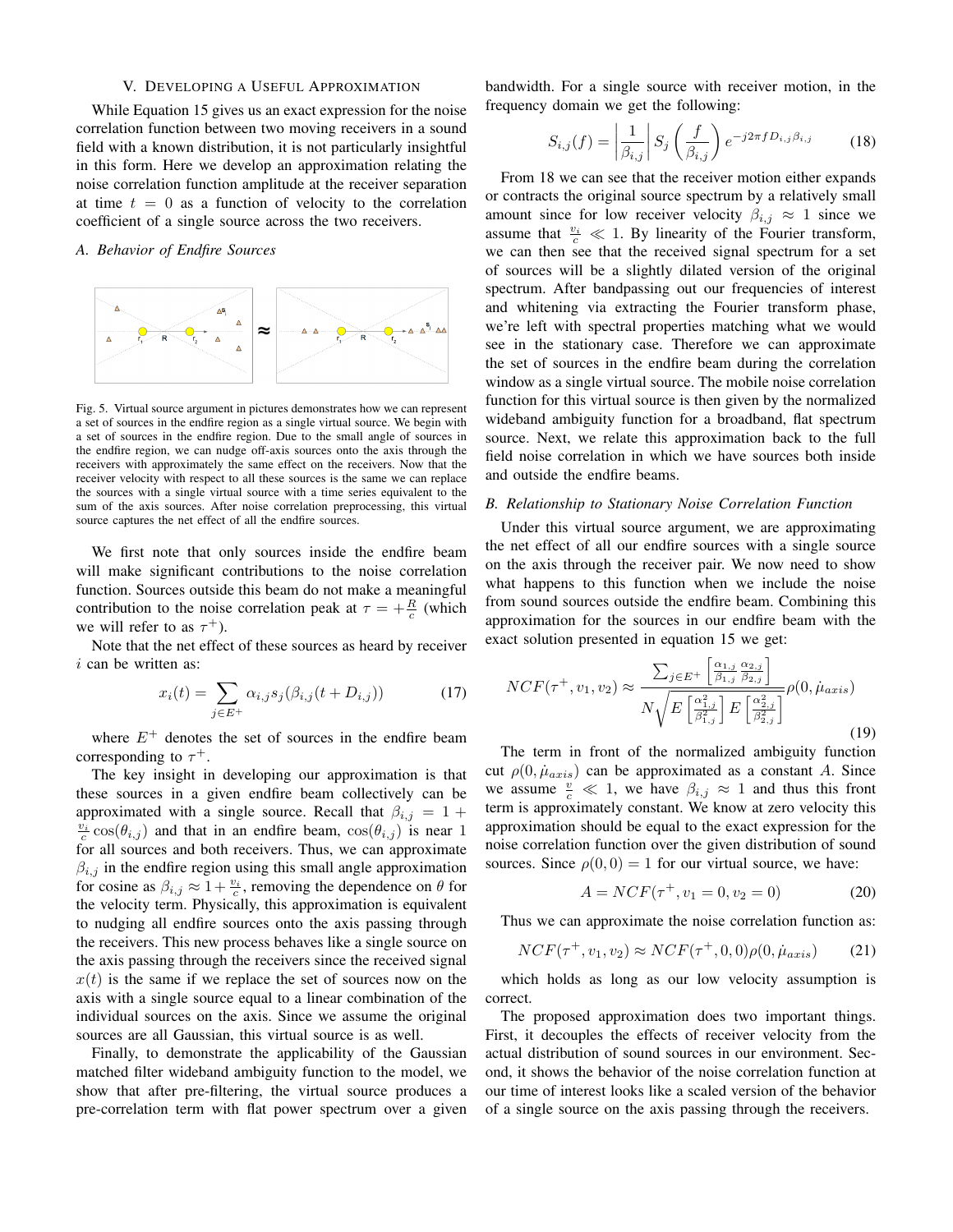## V. Developing a Useful Approximation

While Equation 15 gives us an exact expression for the noise correlation function between two moving receivers in a sound field with a known distribution, it is not particularly insightful in this form. Here we develop an approximation relating the noise correlation function amplitude at the receiver separation at time $t = 0$ as a function of velocity to the correlation coefficient of a single source across the two receivers.

### A. Behavior of Endfire Sources

Fig. 5. Virtual source argument in pictures demonstrates how we can represent a set of sources in the endfire region as a single virtual source. We begin with a set of sources in the endfire region. Due to the small angle of sources in the endfire region, we can nudge off-axis sources onto the axis through the receivers with approximately the same effect on the receivers. Now that the receiver velocity with respect to all these sources is the same we can replace the sources with a single virtual source with a time series equivalent to the sum of the axis sources. After noise correlation preprocessing, this virtual source captures the net effect of all the endfire sources.

We first note that only sources inside the endfire beam will make significant contributions to the noise correlation function. Sources outside this beam do not make a meaningful contribution to the noise correlation peak at $\tau = +\frac{R}{c}$ (which we will refer to as $\tau^+$).

Note that the net effect of these sources as heard by receiver $i$ can be written as:

$$x_i(t) = \sum_{j \in E^+} \alpha_{i,j} s_j(\beta_{i,j}(t + D_{i,j})) \tag{17}$$

where $E^+$ denotes the set of sources in the endfire beam corresponding to $\tau^+$.

The key insight in developing our approximation is that these sources in a given endfire beam collectively can be approximated with a single source. Recall that $\beta_{i,j} = 1 + \frac{v_i}{c}\cos(\theta_{i,j})$ and that in an endfire beam, $\cos(\theta_{i,j})$ is near 1 for all sources and both receivers. Thus, we can approximate $\beta_{i,j}$ in the endfire region using this small angle approximation for cosine as $\beta_{i,j} \approx 1 + \frac{v_i}{c}$, removing the dependence on $\theta$ for the velocity term. Physically, this approximation is equivalent to nudging all endfire sources onto the axis passing through the receivers. This new process behaves like a single source on the axis passing through the receivers since the received signal $x(t)$ is the same if we replace the set of sources now on the axis with a single source equal to a linear combination of the individual sources on the axis. Since we assume the original sources are all Gaussian, this virtual source is as well.

Finally, to demonstrate the applicability of the Gaussian matched filter wideband ambiguity function to the model, we show that after pre-filtering, the virtual source produces a pre-correlation term with flat power spectrum over a given bandwidth. For a single source with receiver motion, in the frequency domain we get the following:

$$S_{i,j}(f) = \left|\frac{1}{\beta_{i,j}}\right| S_j\left(\frac{f}{\beta_{i,j}}\right) e^{-j2\pi f D_{i,j}\beta_{i,j}} \tag{18}$$

From 18 we can see that the receiver motion either expands or contracts the original source spectrum by a relatively small amount since for low receiver velocity $\beta_{i,j} \approx 1$ since we assume that $\frac{v_i}{c} \ll 1$. By linearity of the Fourier transform, we can then see that the received signal spectrum for a set of sources will be a slightly dilated version of the original spectrum. After bandpassing out our frequencies of interest and whitening via extracting the Fourier transform phase, we're left with spectral properties matching what we would see in the stationary case. Therefore we can approximate the set of sources in the endfire beam during the correlation window as a single virtual source. The mobile noise correlation function for this virtual source is then given by the normalized wideband ambiguity function for a broadband, flat spectrum source. Next, we relate this approximation back to the full field noise correlation in which we have sources both inside and outside the endfire beams.

### B. Relationship to Stationary Noise Correlation Function

Under this virtual source argument, we are approximating the net effect of all our endfire sources with a single source on the axis through the receiver pair. We now need to show what happens to this function when we include the noise from sound sources outside the endfire beam. Combining this approximation for the sources in our endfire beam with the exact solution presented in equation 15 we get:

$$NCF(\tau^+, v_1, v_2) \approx \frac{\sum_{j \in E^+} \left[\frac{\alpha_{1,j}}{\beta_{1,j}} \frac{\alpha_{2,j}}{\beta_{2,j}}\right]}{N\sqrt{E\left[\frac{\alpha_{1,j}^2}{\beta_{1,j}^2}\right] E\left[\frac{\alpha_{2,j}^2}{\beta_{2,j}^2}\right]}} \rho(0, \dot{\mu}_{axis}) \tag{19}$$

The term in front of the normalized ambiguity function cut $\rho(0, \dot{\mu}_{axis})$ can be approximated as a constant $A$. Since we assume $\frac{v}{c} \ll 1$, we have $\beta_{i,j} \approx 1$ and thus this front term is approximately constant. We know at zero velocity this approximation should be equal to the exact expression for the noise correlation function over the given distribution of sound sources. Since $\rho(0, 0) = 1$ for our virtual source, we have:

$$A = NCF(\tau^+, v_1 = 0, v_2 = 0) \tag{20}$$

Thus we can approximate the noise correlation function as:

$$NCF(\tau^+, v_1, v_2) \approx NCF(\tau^+, 0, 0)\rho(0, \dot{\mu}_{axis}) \tag{21}$$

which holds as long as our low velocity assumption is correct.

The proposed approximation does two important things. First, it decouples the effects of receiver velocity from the actual distribution of sound sources in our environment. Second, it shows the behavior of the noise correlation function at our time of interest looks like a scaled version of the behavior of a single source on the axis passing through the receivers.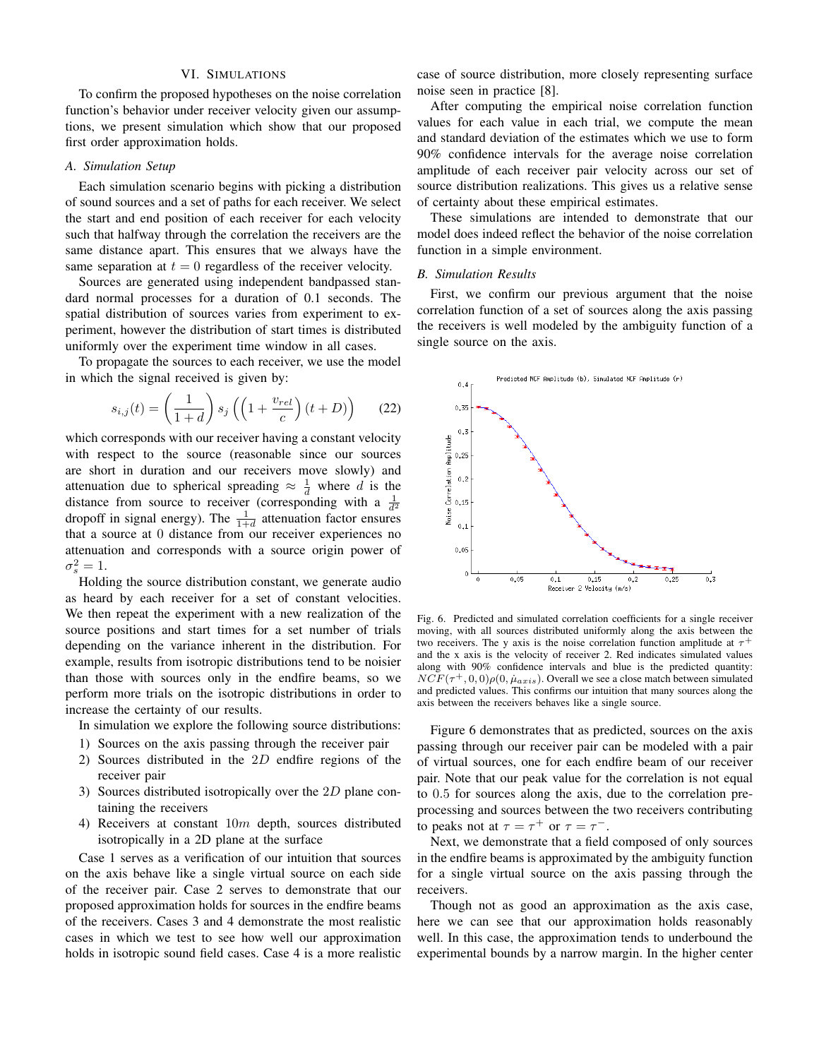## VI. Simulations

To confirm the proposed hypotheses on the noise correlation function's behavior under receiver velocity given our assumptions, we present simulation which show that our proposed first order approximation holds.

### A. Simulation Setup

Each simulation scenario begins with picking a distribution of sound sources and a set of paths for each receiver. We select the start and end position of each receiver for each velocity such that halfway through the correlation the receivers are the same distance apart. This ensures that we always have the same separation at $t = 0$ regardless of the receiver velocity.

Sources are generated using independent bandpassed standard normal processes for a duration of 0.1 seconds. The spatial distribution of sources varies from experiment to experiment, however the distribution of start times is distributed uniformly over the experiment time window in all cases.

To propagate the sources to each receiver, we use the model in which the signal received is given by:

$$s_{i,j}(t) = \left(\frac{1}{1+d}\right) s_j\left(\left(1 + \frac{v_{rel}}{c}\right)(t + D)\right) \quad (22)$$

which corresponds with our receiver having a constant velocity with respect to the source (reasonable since our sources are short in duration and our receivers move slowly) and attenuation due to spherical spreading $\approx \frac{1}{d}$ where $d$ is the distance from source to receiver (corresponding with a $\frac{1}{d^2}$ dropoff in signal energy). The $\frac{1}{1+d}$ attenuation factor ensures that a source at 0 distance from our receiver experiences no attenuation and corresponds with a source origin power of $\sigma_s^2 = 1$.

Holding the source distribution constant, we generate audio as heard by each receiver for a set of constant velocities. We then repeat the experiment with a new realization of the source positions and start times for a set number of trials depending on the variance inherent in the distribution. For example, results from isotropic distributions tend to be noisier than those with sources only in the endfire beams, so we perform more trials on the isotropic distributions in order to increase the certainty of our results.

In simulation we explore the following source distributions:

1) Sources on the axis passing through the receiver pair
2) Sources distributed in the $2D$ endfire regions of the receiver pair
3) Sources distributed isotropically over the $2D$ plane containing the receivers
4) Receivers at constant $10m$ depth, sources distributed isotropically in a 2D plane at the surface

Case 1 serves as a verification of our intuition that sources on the axis behave like a single virtual source on each side of the receiver pair. Case 2 serves to demonstrate that our proposed approximation holds for sources in the endfire beams of the receivers. Cases 3 and 4 demonstrate the most realistic cases in which we test to see how well our approximation holds in isotropic sound field cases. Case 4 is a more realistic case of source distribution, more closely representing surface noise seen in practice [8].

After computing the empirical noise correlation function values for each value in each trial, we compute the mean and standard deviation of the estimates which we use to form 90% confidence intervals for the average noise correlation amplitude of each receiver pair velocity across our set of source distribution realizations. This gives us a relative sense of certainty about these empirical estimates.

These simulations are intended to demonstrate that our model does indeed reflect the behavior of the noise correlation function in a simple environment.

### B. Simulation Results

First, we confirm our previous argument that the noise correlation function of a set of sources along the axis passing the receivers is well modeled by the ambiguity function of a single source on the axis.

Fig. 6. Predicted and simulated correlation coefficients for a single receiver moving, with all sources distributed uniformly along the axis between the two receivers. The y axis is the noise correlation function amplitude at $\tau^+$ and the x axis is the velocity of receiver 2. Red indicates simulated values along with 90% confidence intervals and blue is the predicted quantity: $NCF(\tau^+, 0, 0)\rho(0, \hat{\mu}_{axis})$. Overall we see a close match between simulated and predicted values. This confirms our intuition that many sources along the axis between the receivers behaves like a single source.

Figure 6 demonstrates that as predicted, sources on the axis passing through our receiver pair can be modeled with a pair of virtual sources, one for each endfire beam of our receiver pair. Note that our peak value for the correlation is not equal to 0.5 for sources along the axis, due to the correlation preprocessing and sources between the two receivers contributing to peaks not at $\tau = \tau^+$ or $\tau = \tau^-$.

Next, we demonstrate that a field composed of only sources in the endfire beams is approximated by the ambiguity function for a single virtual source on the axis passing through the receivers.

Though not as good an approximation as the axis case, here we can see that our approximation holds reasonably well. In this case, the approximation tends to underbound the experimental bounds by a narrow margin. In the higher center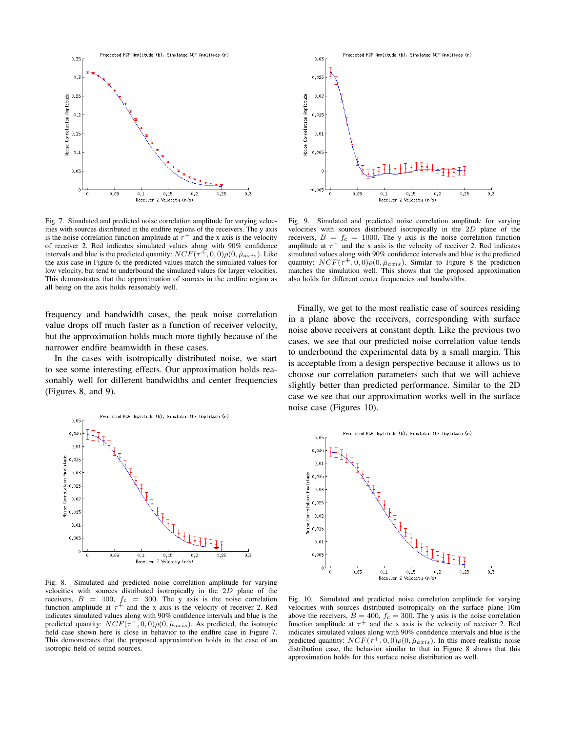Fig. 7. Simulated and predicted noise correlation amplitude for varying velocities with sources distributed in the endfire regions of the receivers. The y axis is the noise correlation function amplitude at $\tau^+$ and the x axis is the velocity of receiver 2. Red indicates simulated values along with 90% confidence intervals and blue is the predicted quantity: $NCF(\tau^+, 0, 0)\rho(0, \dot{\mu}_{axis})$. Like the axis case in Figure 6, the predicted values match the simulated values for low velocity, but tend to underbound the simulated values for larger velocities. This demonstrates that the approximation of sources in the endfire region as all being on the axis holds reasonably well.

frequency and bandwidth cases, the peak noise correlation value drops off much faster as a function of receiver velocity, but the approximation holds much more tightly because of the narrower endfire beamwidth in these cases.

In the cases with isotropically distributed noise, we start to see some interesting effects. Our approximation holds reasonably well for different bandwidths and center frequencies (Figures 8, and 9).

Fig. 8. Simulated and predicted noise correlation amplitude for varying velocities with sources distributed isotropically in the $2D$ plane of the receivers, $B = 400$, $f_c = 300$. The y axis is the noise correlation function amplitude at $\tau^+$ and the x axis is the velocity of receiver 2. Red indicates simulated values along with 90% confidence intervals and blue is the predicted quantity: $NCF(\tau^+, 0, 0)\rho(0, \dot{\mu}_{axis})$. As predicted, the isotropic field case shown here is close in behavior to the endfire case in Figure 7. This demonstrates that the proposed approximation holds in the case of an isotropic field of sound sources.

Fig. 9. Simulated and predicted noise correlation amplitude for varying velocities with sources distributed isotropically in the $2D$ plane of the receivers, $B = f_c = 1000$. The y axis is the noise correlation function amplitude at $\tau^+$ and the x axis is the velocity of receiver 2. Red indicates simulated values along with 90% confidence intervals and blue is the predicted quantity: $NCF(\tau^+, 0, 0)\rho(0, \dot{\mu}_{axis})$. Similar to Figure 8 the prediction matches the simulation well. This shows that the proposed approximation also holds for different center frequencies and bandwidths.

Finally, we get to the most realistic case of sources residing in a plane above the receivers, corresponding with surface noise above receivers at constant depth. Like the previous two cases, we see that our predicted noise correlation value tends to underbound the experimental data by a small margin. This is acceptable from a design perspective because it allows us to choose our correlation parameters such that we will achieve slightly better than predicted performance. Similar to the 2D case we see that our approximation works well in the surface noise case (Figures 10).

Fig. 10. Simulated and predicted noise correlation amplitude for varying velocities with sources distributed isotropically on the surface plane 10m above the receivers, $B = 400$, $f_c = 300$. The y axis is the noise correlation function amplitude at $\tau^+$ and the x axis is the velocity of receiver 2. Red indicates simulated values along with 90% confidence intervals and blue is the predicted quantity: $NCF(\tau^+, 0, 0)\rho(0, \dot{\mu}_{axis})$. In this more realistic noise distribution case, the behavior similar to that in Figure 8 shows that this approximation holds for this surface noise distribution as well.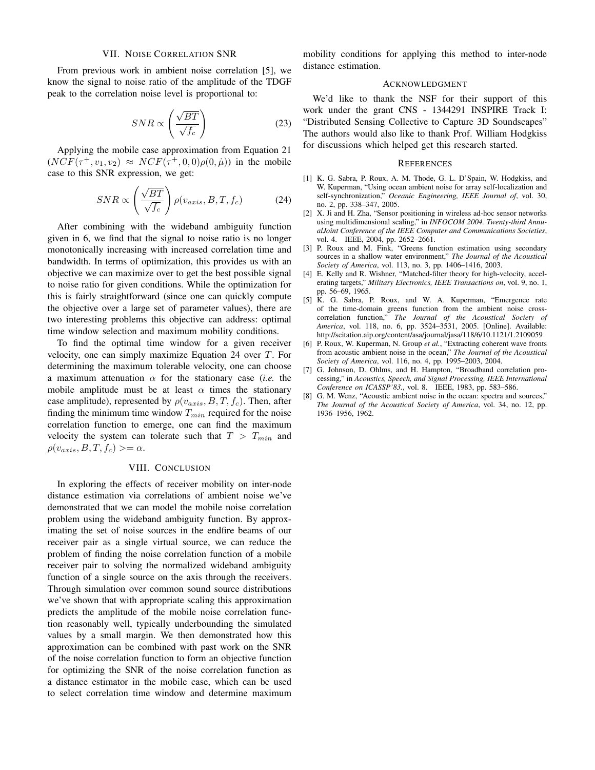## VII. Noise Correlation SNR

From previous work in ambient noise correlation [5], we know the signal to noise ratio of the amplitude of the TDGF peak to the correlation noise level is proportional to:

$$SNR \propto \left(\frac{\sqrt{BT}}{\sqrt{f_c}}\right) \tag{23}$$

Applying the mobile case approximation from Equation 21 ($NCF(\tau^+, v_1, v_2) \approx NCF(\tau^+, 0, 0)\rho(0, \dot{\mu})$) in the mobile case to this SNR expression, we get:

$$SNR \propto \left(\frac{\sqrt{BT}}{\sqrt{f_c}}\right) \rho(v_{axis}, B, T, f_c) \tag{24}$$

After combining with the wideband ambiguity function given in 6, we find that the signal to noise ratio is no longer monotonically increasing with increased correlation time and bandwidth. In terms of optimization, this provides us with an objective we can maximize over to get the best possible signal to noise ratio for given conditions. While the optimization for this is fairly straightforward (since one can quickly compute the objective over a large set of parameter values), there are two interesting problems this objective can address: optimal time window selection and maximum mobility conditions.

To find the optimal time window for a given receiver velocity, one can simply maximize Equation 24 over $T$. For determining the maximum tolerable velocity, one can choose a maximum attenuation $\alpha$ for the stationary case (*i.e.* the mobile amplitude must be at least $\alpha$ times the stationary case amplitude), represented by $\rho(v_{axis}, B, T, f_c)$. Then, after finding the minimum time window $T_{min}$ required for the noise correlation function to emerge, one can find the maximum velocity the system can tolerate such that $T > T_{min}$ and $\rho(v_{axis}, B, T, f_c) >= \alpha$.

## VIII. Conclusion

In exploring the effects of receiver mobility on inter-node distance estimation via correlations of ambient noise we've demonstrated that we can model the mobile noise correlation problem using the wideband ambiguity function. By approximating the set of noise sources in the endfire beams of our receiver pair as a single virtual source, we can reduce the problem of finding the noise correlation function of a mobile receiver pair to solving the normalized wideband ambiguity function of a single source on the axis through the receivers. Through simulation over common sound source distributions we've shown that with appropriate scaling this approximation predicts the amplitude of the mobile noise correlation function reasonably well, typically underbounding the simulated values by a small margin. We then demonstrated how this approximation can be combined with past work on the SNR of the noise correlation function to form an objective function for optimizing the SNR of the noise correlation function as a distance estimator in the mobile case, which can be used to select correlation time window and determine maximum mobility conditions for applying this method to inter-node distance estimation.

## Acknowledgment

We'd like to thank the NSF for their support of this work under the grant CNS - 1344291 INSPIRE Track I: "Distributed Sensing Collective to Capture 3D Soundscapes" The authors would also like to thank Prof. William Hodgkiss for discussions which helped get this research started.

## References

[1] K. G. Sabra, P. Roux, A. M. Thode, G. L. D'Spain, W. Hodgkiss, and W. Kuperman, "Using ocean ambient noise for array self-localization and self-synchronization," *Oceanic Engineering, IEEE Journal of*, vol. 30, no. 2, pp. 338–347, 2005.

[2] X. Ji and H. Zha, "Sensor positioning in wireless ad-hoc sensor networks using multidimensional scaling," in *INFOCOM 2004. Twenty-third AnnualJoint Conference of the IEEE Computer and Communications Societies*, vol. 4. IEEE, 2004, pp. 2652–2661.

[3] P. Roux and M. Fink, "Greens function estimation using secondary sources in a shallow water environment," *The Journal of the Acoustical Society of America*, vol. 113, no. 3, pp. 1406–1416, 2003.

[4] E. Kelly and R. Wishner, "Matched-filter theory for high-velocity, accelerating targets," *Military Electronics, IEEE Transactions on*, vol. 9, no. 1, pp. 56–69, 1965.

[5] K. G. Sabra, P. Roux, and W. A. Kuperman, "Emergence rate of the time-domain greens function from the ambient noise cross-correlation function," *The Journal of the Acoustical Society of America*, vol. 118, no. 6, pp. 3524–3531, 2005. [Online]. Available: http://scitation.aip.org/content/asa/journal/jasa/118/6/10.1121/1.2109059

[6] P. Roux, W. Kuperman, N. Group *et al.*, "Extracting coherent wave fronts from acoustic ambient noise in the ocean," *The Journal of the Acoustical Society of America*, vol. 116, no. 4, pp. 1995–2003, 2004.

[7] G. Johnson, D. Ohlms, and H. Hampton, "Broadband correlation processing," in *Acoustics, Speech, and Signal Processing, IEEE International Conference on ICASSP'83.*, vol. 8. IEEE, 1983, pp. 583–586.

[8] G. M. Wenz, "Acoustic ambient noise in the ocean: spectra and sources," *The Journal of the Acoustical Society of America*, vol. 34, no. 12, pp. 1936–1956, 1962.